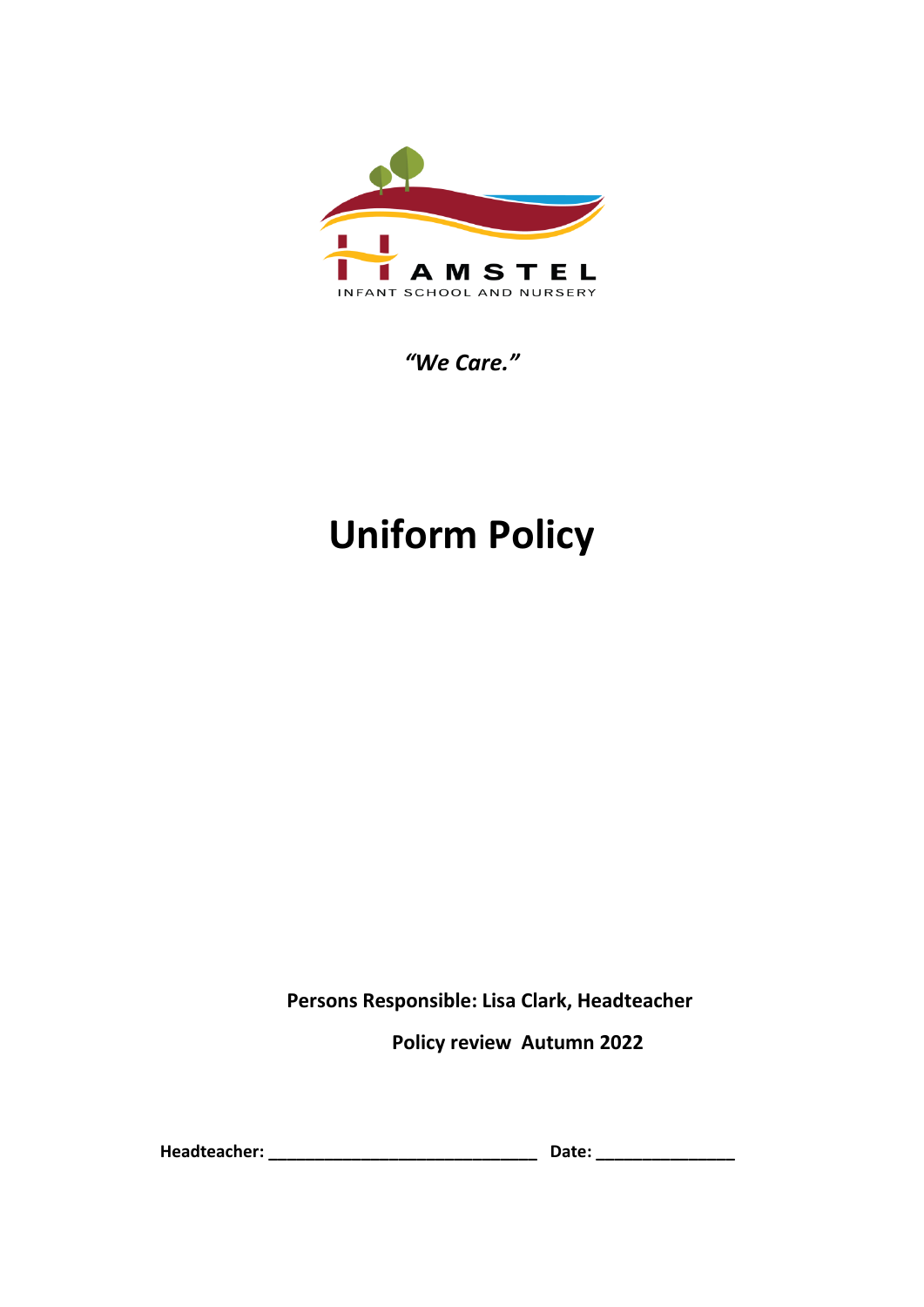HAMSTEL

INFANT SCHOOL AND NURSERY

*"We Care."*

# Uniform Policy

**Persons Responsible: Lisa Clark, Headteacher**

**Policy review Autumn 2022**

**Headteacher: _____________________________ Date: _______________**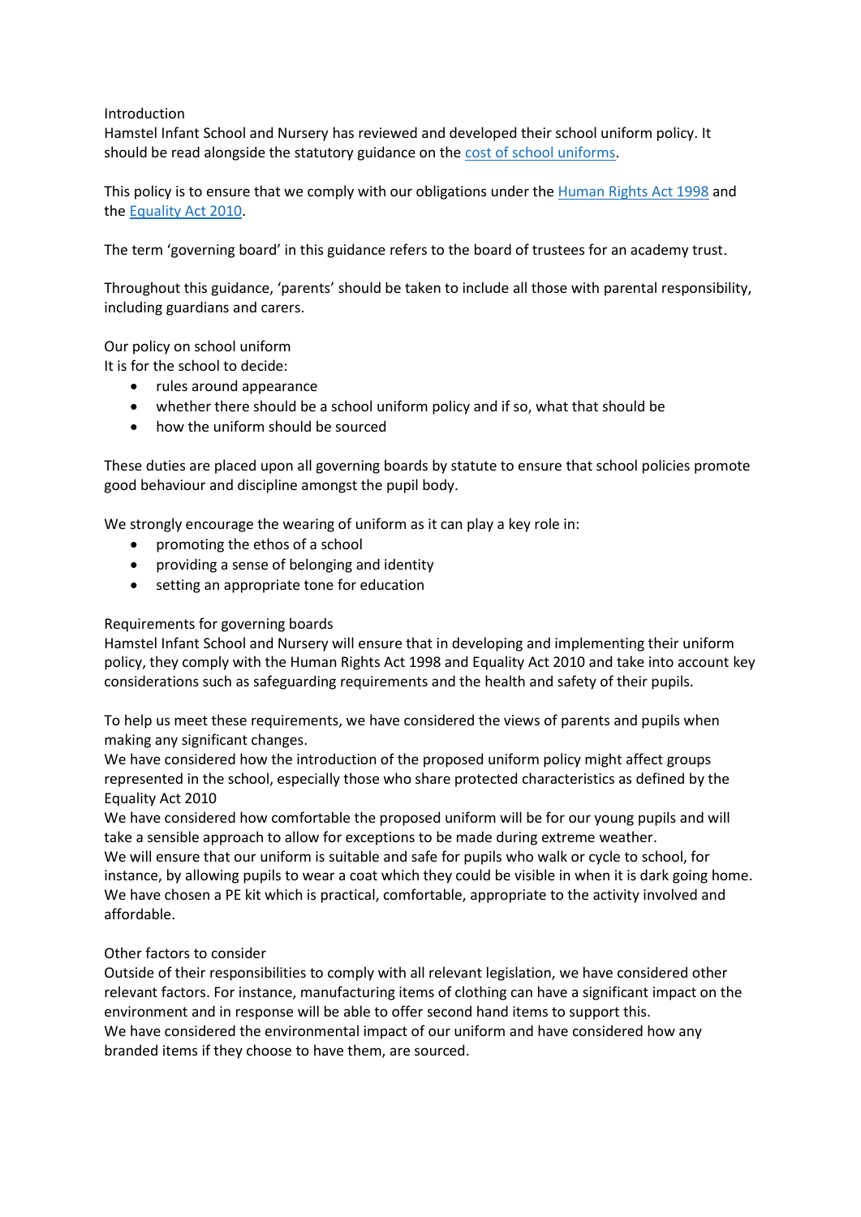Introduction

Hamstel Infant School and Nursery has reviewed and developed their school uniform policy. It should be read alongside the statutory guidance on the [cost of school uniforms].

This policy is to ensure that we comply with our obligations under the [Human Rights Act 1998] and the [Equality Act 2010].

The term 'governing board' in this guidance refers to the board of trustees for an academy trust.

Throughout this guidance, 'parents' should be taken to include all those with parental responsibility, including guardians and carers.

Our policy on school uniform

It is for the school to decide:

- rules around appearance
- whether there should be a school uniform policy and if so, what that should be
- how the uniform should be sourced

These duties are placed upon all governing boards by statute to ensure that school policies promote good behaviour and discipline amongst the pupil body.

We strongly encourage the wearing of uniform as it can play a key role in:

- promoting the ethos of a school
- providing a sense of belonging and identity
- setting an appropriate tone for education

Requirements for governing boards

Hamstel Infant School and Nursery will ensure that in developing and implementing their uniform policy, they comply with the Human Rights Act 1998 and Equality Act 2010 and take into account key considerations such as safeguarding requirements and the health and safety of their pupils.

To help us meet these requirements, we have considered the views of parents and pupils when making any significant changes.

We have considered how the introduction of the proposed uniform policy might affect groups represented in the school, especially those who share protected characteristics as defined by the Equality Act 2010

We have considered how comfortable the proposed uniform will be for our young pupils and will take a sensible approach to allow for exceptions to be made during extreme weather.

We will ensure that our uniform is suitable and safe for pupils who walk or cycle to school, for instance, by allowing pupils to wear a coat which they could be visible in when it is dark going home.

We have chosen a PE kit which is practical, comfortable, appropriate to the activity involved and affordable.

Other factors to consider

Outside of their responsibilities to comply with all relevant legislation, we have considered other relevant factors. For instance, manufacturing items of clothing can have a significant impact on the environment and in response will be able to offer second hand items to support this.

We have considered the environmental impact of our uniform and have considered how any branded items if they choose to have them, are sourced.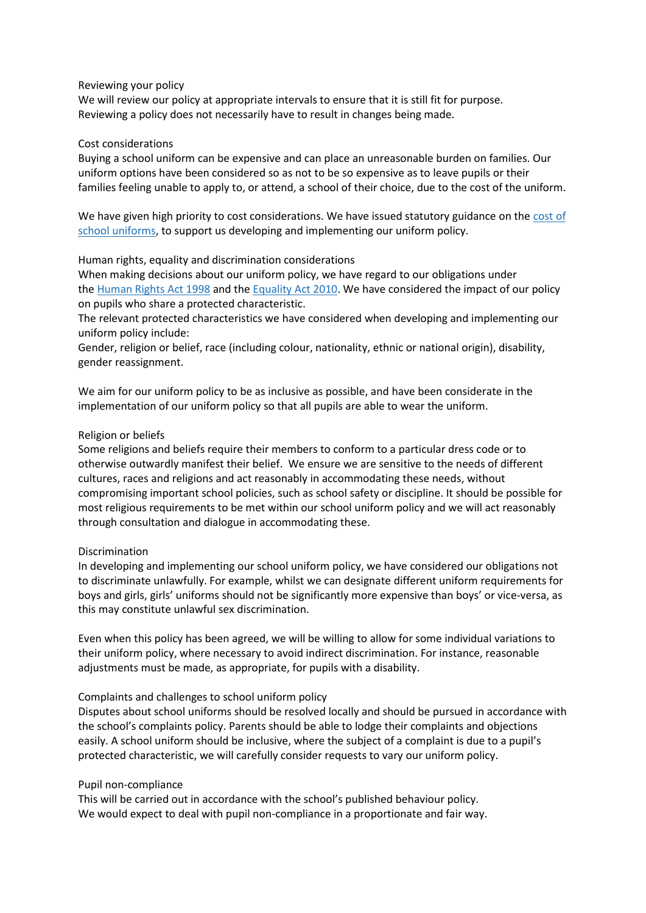## Reviewing your policy

We will review our policy at appropriate intervals to ensure that it is still fit for purpose. Reviewing a policy does not necessarily have to result in changes being made.

## Cost considerations

Buying a school uniform can be expensive and can place an unreasonable burden on families. Our uniform options have been considered so as not to be so expensive as to leave pupils or their families feeling unable to apply to, or attend, a school of their choice, due to the cost of the uniform.

We have given high priority to cost considerations. We have issued statutory guidance on the cost of school uniforms, to support us developing and implementing our uniform policy.

## Human rights, equality and discrimination considerations

When making decisions about our uniform policy, we have regard to our obligations under the Human Rights Act 1998 and the Equality Act 2010. We have considered the impact of our policy on pupils who share a protected characteristic.

The relevant protected characteristics we have considered when developing and implementing our uniform policy include:

Gender, religion or belief, race (including colour, nationality, ethnic or national origin), disability, gender reassignment.

We aim for our uniform policy to be as inclusive as possible, and have been considerate in the implementation of our uniform policy so that all pupils are able to wear the uniform.

## Religion or beliefs

Some religions and beliefs require their members to conform to a particular dress code or to otherwise outwardly manifest their belief. We ensure we are sensitive to the needs of different cultures, races and religions and act reasonably in accommodating these needs, without compromising important school policies, such as school safety or discipline. It should be possible for most religious requirements to be met within our school uniform policy and we will act reasonably through consultation and dialogue in accommodating these.

## Discrimination

In developing and implementing our school uniform policy, we have considered our obligations not to discriminate unlawfully. For example, whilst we can designate different uniform requirements for boys and girls, girls' uniforms should not be significantly more expensive than boys' or vice-versa, as this may constitute unlawful sex discrimination.

Even when this policy has been agreed, we will be willing to allow for some individual variations to their uniform policy, where necessary to avoid indirect discrimination. For instance, reasonable adjustments must be made, as appropriate, for pupils with a disability.

## Complaints and challenges to school uniform policy

Disputes about school uniforms should be resolved locally and should be pursued in accordance with the school's complaints policy. Parents should be able to lodge their complaints and objections easily. A school uniform should be inclusive, where the subject of a complaint is due to a pupil's protected characteristic, we will carefully consider requests to vary our uniform policy.

## Pupil non-compliance

This will be carried out in accordance with the school's published behaviour policy.

We would expect to deal with pupil non-compliance in a proportionate and fair way.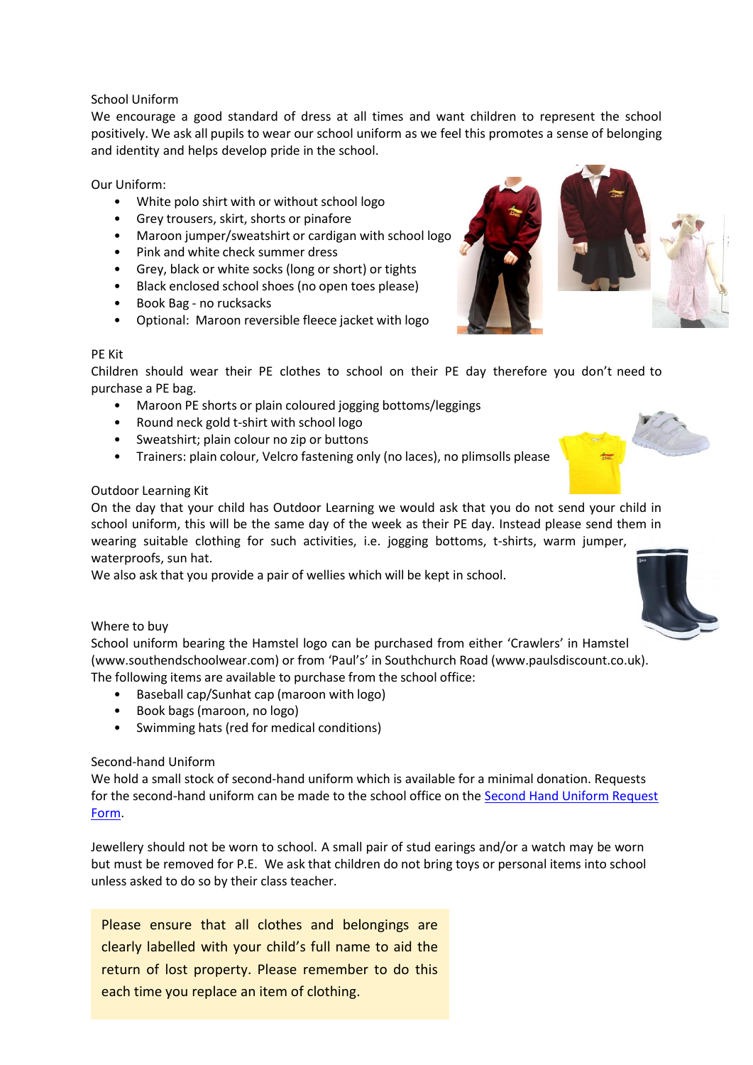## School Uniform

We encourage a good standard of dress at all times and want children to represent the school positively. We ask all pupils to wear our school uniform as we feel this promotes a sense of belonging and identity and helps develop pride in the school.

Our Uniform:

- White polo shirt with or without school logo
- Grey trousers, skirt, shorts or pinafore
- Maroon jumper/sweatshirt or cardigan with school logo
- Pink and white check summer dress
- Grey, black or white socks (long or short) or tights
- Black enclosed school shoes (no open toes please)
- Book Bag - no rucksacks
- Optional: Maroon reversible fleece jacket with logo

## PE Kit

Children should wear their PE clothes to school on their PE day therefore you don't need to purchase a PE bag.

- Maroon PE shorts or plain coloured jogging bottoms/leggings
- Round neck gold t-shirt with school logo
- Sweatshirt; plain colour no zip or buttons
- Trainers: plain colour, Velcro fastening only (no laces), no plimsolls please

## Outdoor Learning Kit

On the day that your child has Outdoor Learning we would ask that you do not send your child in school uniform, this will be the same day of the week as their PE day. Instead please send them in wearing suitable clothing for such activities, i.e. jogging bottoms, t-shirts, warm jumper, waterproofs, sun hat.

We also ask that you provide a pair of wellies which will be kept in school.

## Where to buy

School uniform bearing the Hamstel logo can be purchased from either 'Crawlers' in Hamstel (www.southendschoolwear.com) or from 'Paul's' in Southchurch Road (www.paulsdiscount.co.uk). The following items are available to purchase from the school office:

- Baseball cap/Sunhat cap (maroon with logo)
- Book bags (maroon, no logo)
- Swimming hats (red for medical conditions)

## Second-hand Uniform

We hold a small stock of second-hand uniform which is available for a minimal donation. Requests for the second-hand uniform can be made to the school office on the [Second Hand Uniform Request Form](#).

Jewellery should not be worn to school. A small pair of stud earings and/or a watch may be worn but must be removed for P.E. We ask that children do not bring toys or personal items into school unless asked to do so by their class teacher.

> Please ensure that all clothes and belongings are clearly labelled with your child's full name to aid the return of lost property. Please remember to do this each time you replace an item of clothing.